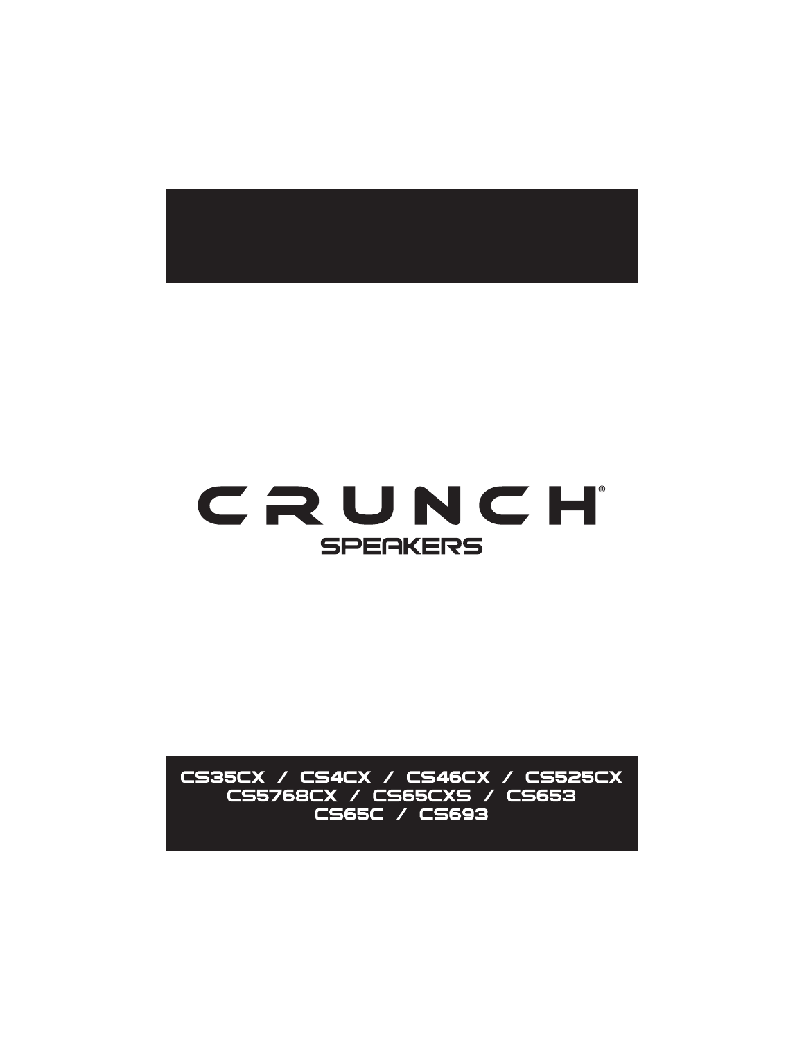# CRUNCH®

## SPEAKERS

CS35CX / CS4CX / CS46CX / CS525CX
CS5768CX / CS65CXS / CS653
CS65C / CS693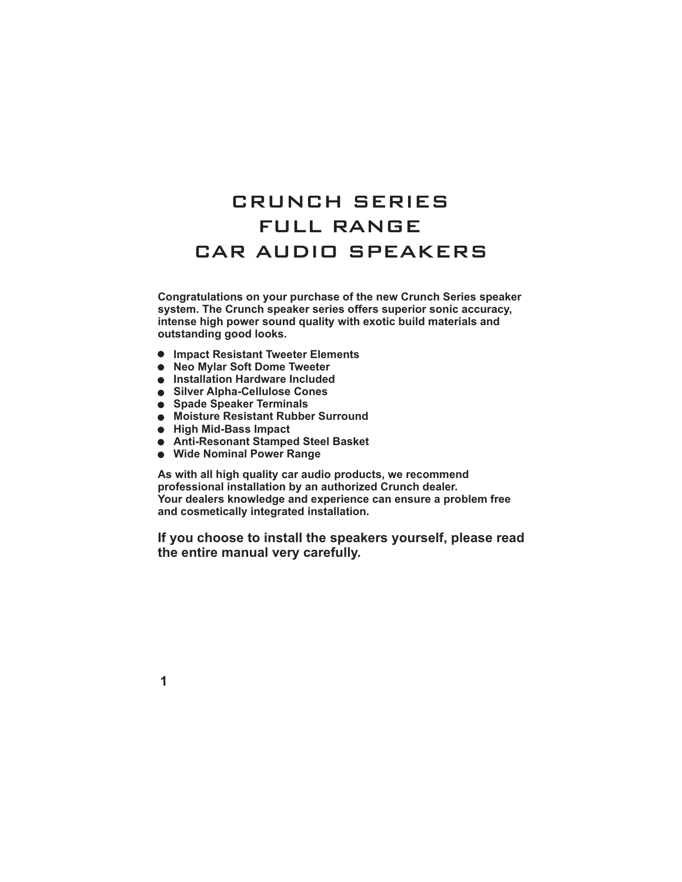# CRUNCH SERIES
# FULL RANGE
# CAR AUDIO SPEAKERS

**Congratulations on your purchase of the new Crunch Series speaker system. The Crunch speaker series offers superior sonic accuracy, intense high power sound quality with exotic build materials and outstanding good looks.**

- **Impact Resistant Tweeter Elements**
- **Neo Mylar Soft Dome Tweeter**
- **Installation Hardware Included**
- **Silver Alpha-Cellulose Cones**
- **Spade Speaker Terminals**
- **Moisture Resistant Rubber Surround**
- **High Mid-Bass Impact**
- **Anti-Resonant Stamped Steel Basket**
- **Wide Nominal Power Range**

**As with all high quality car audio products, we recommend professional installation by an authorized Crunch dealer. Your dealers knowledge and experience can ensure a problem free and cosmetically integrated installation.**

**If you choose to install the speakers yourself, please read the entire manual very carefully.**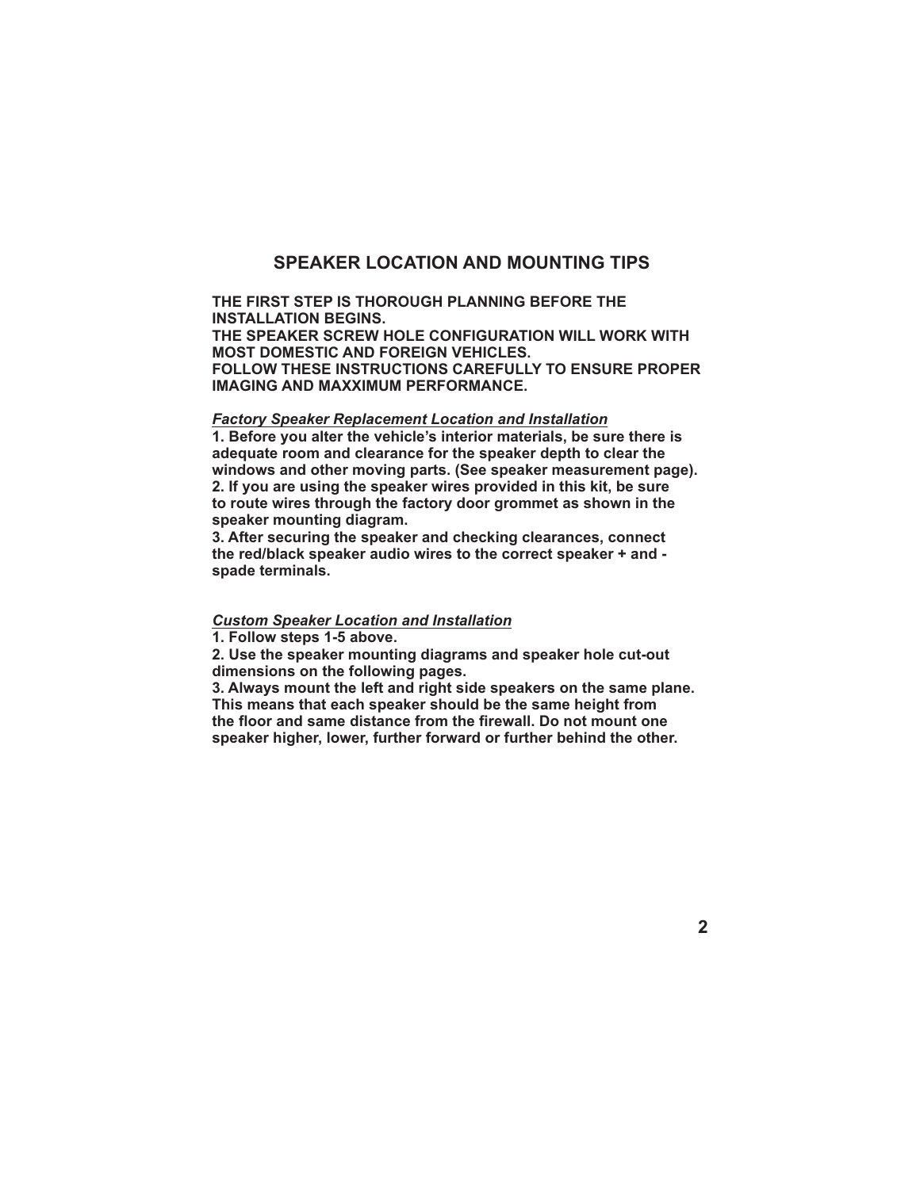# SPEAKER LOCATION AND MOUNTING TIPS

**THE FIRST STEP IS THOROUGH PLANNING BEFORE THE INSTALLATION BEGINS.**
**THE SPEAKER SCREW HOLE CONFIGURATION WILL WORK WITH MOST DOMESTIC AND FOREIGN VEHICLES.**
**FOLLOW THESE INSTRUCTIONS CAREFULLY TO ENSURE PROPER IMAGING AND MAXXIMUM PERFORMANCE.**

## *Factory Speaker Replacement Location and Installation*

**1. Before you alter the vehicle's interior materials, be sure there is adequate room and clearance for the speaker depth to clear the windows and other moving parts. (See speaker measurement page).**
**2. If you are using the speaker wires provided in this kit, be sure to route wires through the factory door grommet as shown in the speaker mounting diagram.**
**3. After securing the speaker and checking clearances, connect the red/black speaker audio wires to the correct speaker + and - spade terminals.**

## *Custom Speaker Location and Installation*

**1. Follow steps 1-5 above.**
**2. Use the speaker mounting diagrams and speaker hole cut-out dimensions on the following pages.**
**3. Always mount the left and right side speakers on the same plane. This means that each speaker should be the same height from the floor and same distance from the firewall. Do not mount one speaker higher, lower, further forward or further behind the other.**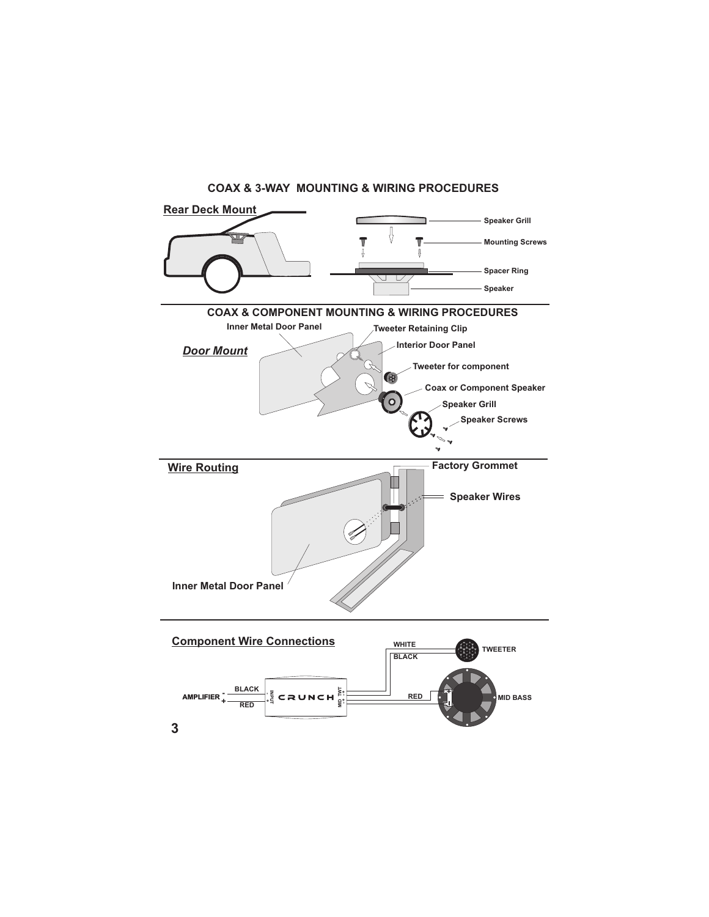# COAX & 3-WAY MOUNTING & WIRING PROCEDURES

## Rear Deck Mount

Speaker Grill

Mounting Screws

Spacer Ring

Speaker

# COAX & COMPONENT MOUNTING & WIRING PROCEDURES

## *Door Mount*

Inner Metal Door Panel

Tweeter Retaining Clip

Interior Door Panel

Tweeter for component

Coax or Component Speaker

Speaker Grill

Speaker Screws

## Wire Routing

Factory Grommet

Speaker Wires

Inner Metal Door Panel

## Component Wire Connections

AMPLIFIER - BLACK

AMPLIFIER + RED

INPUT

CRUNCH

MID TWT

WHITE

BLACK

TWEETER

RED

MID BASS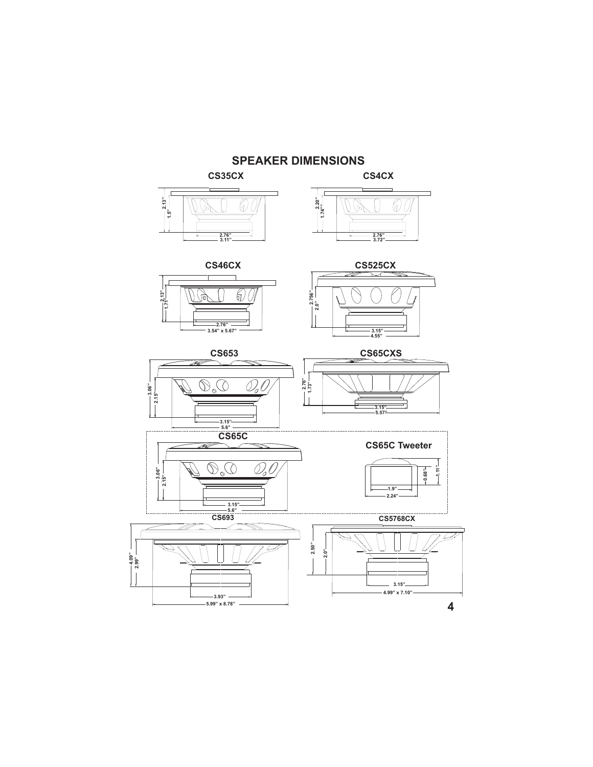# SPEAKER DIMENSIONS

### CS35CX

2.13"
1.5"
2.76"
3.11"

### CS4CX

2.20"
1.74"
2.76"
3.72"

### CS46CX

2.13"
1.71"
2.76"
3.54" x 5.67"

### CS525CX

2.756"
2.0"
3.15"
4.55"

### CS653

3.06"
2.15"
3.15"
5.6"

### CS65CXS

2.76"
1.73"
3.15"
5.57"

### CS65C

3.06"
2.15"
3.15"
5.6"

### CS65C Tweeter

0.68"
1.11"
1.9"
2.24"

### CS693

4.09"
2.99"
3.93"
5.99" x 8.78"

### CS5768CX

2.50"
2.0"
3.15"
4.99" x 7.10"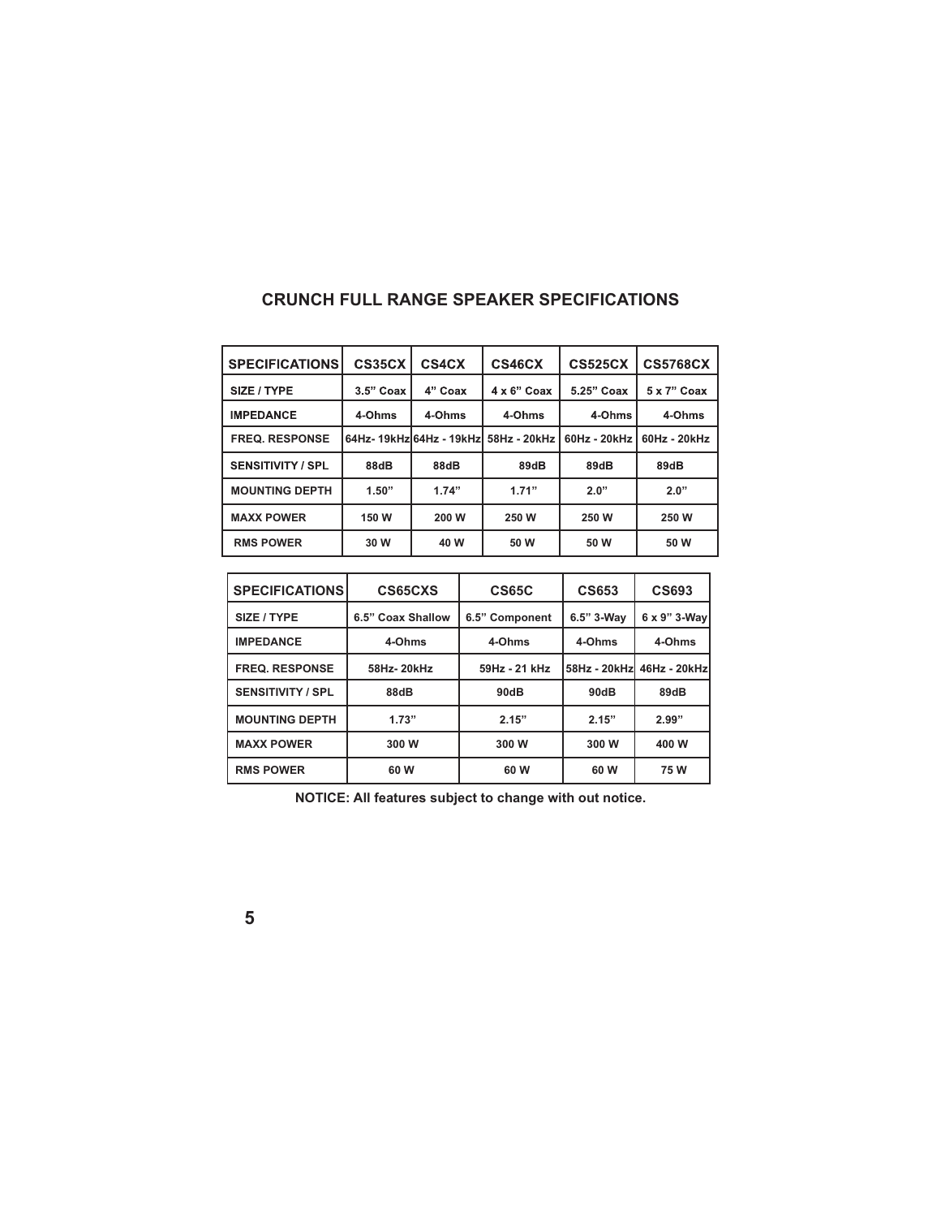## CRUNCH FULL RANGE SPEAKER SPECIFICATIONS

| SPECIFICATIONS | CS35CX | CS4CX | CS46CX | CS525CX | CS5768CX |
|---|---|---|---|---|---|
| SIZE / TYPE | 3.5" Coax | 4" Coax | 4 x 6" Coax | 5.25" Coax | 5 x 7" Coax |
| IMPEDANCE | 4-Ohms | 4-Ohms | 4-Ohms | 4-Ohms | 4-Ohms |
| FREQ. RESPONSE | 64Hz- 19kHz | 64Hz - 19kHz | 58Hz - 20kHz | 60Hz - 20kHz | 60Hz - 20kHz |
| SENSITIVITY / SPL | 88dB | 88dB | 89dB | 89dB | 89dB |
| MOUNTING DEPTH | 1.50" | 1.74" | 1.71" | 2.0" | 2.0" |
| MAXX POWER | 150 W | 200 W | 250 W | 250 W | 250 W |
| RMS POWER | 30 W | 40 W | 50 W | 50 W | 50 W |

| SPECIFICATIONS | CS65CXS | CS65C | CS653 | CS693 |
|---|---|---|---|---|
| SIZE / TYPE | 6.5" Coax Shallow | 6.5" Component | 6.5" 3-Way | 6 x 9" 3-Way |
| IMPEDANCE | 4-Ohms | 4-Ohms | 4-Ohms | 4-Ohms |
| FREQ. RESPONSE | 58Hz- 20kHz | 59Hz - 21 kHz | 58Hz - 20kHz | 46Hz - 20kHz |
| SENSITIVITY / SPL | 88dB | 90dB | 90dB | 89dB |
| MOUNTING DEPTH | 1.73" | 2.15" | 2.15" | 2.99" |
| MAXX POWER | 300 W | 300 W | 300 W | 400 W |
| RMS POWER | 60 W | 60 W | 60 W | 75 W |

**NOTICE: All features subject to change with out notice.**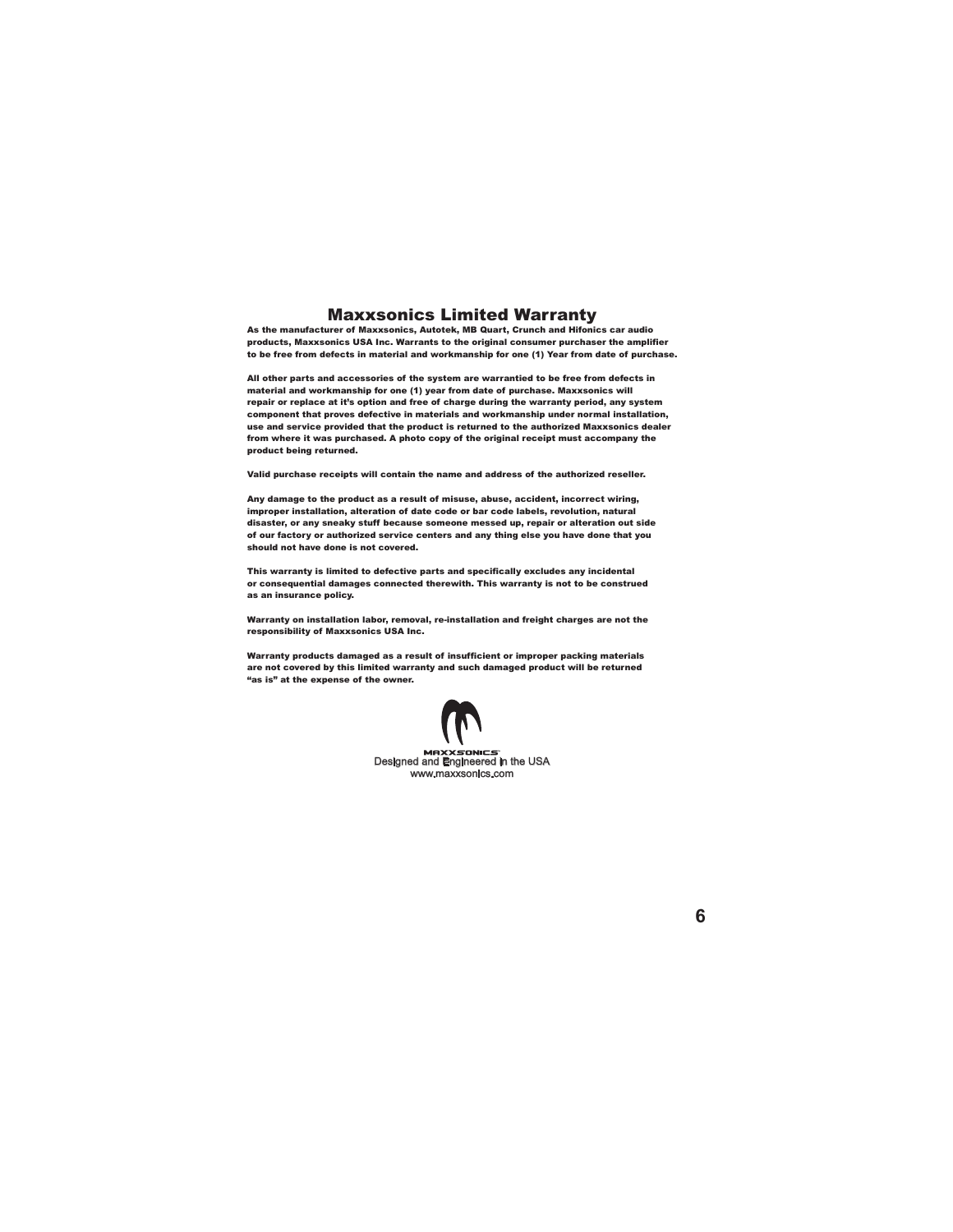# Maxxsonics Limited Warranty

**As the manufacturer of Maxxsonics, Autotek, MB Quart, Crunch and Hifonics car audio products, Maxxsonics USA Inc. Warrants to the original consumer purchaser the amplifier to be free from defects in material and workmanship for one (1) Year from date of purchase.**

**All other parts and accessories of the system are warrantied to be free from defects in material and workmanship for one (1) year from date of purchase. Maxxsonics will repair or replace at it's option and free of charge during the warranty period, any system component that proves defective in materials and workmanship under normal installation, use and service provided that the product is returned to the authorized Maxxsonics dealer from where it was purchased. A photo copy of the original receipt must accompany the product being returned.**

**Valid purchase receipts will contain the name and address of the authorized reseller.**

**Any damage to the product as a result of misuse, abuse, accident, incorrect wiring, improper installation, alteration of date code or bar code labels, revolution, natural disaster, or any sneaky stuff because someone messed up, repair or alteration out side of our factory or authorized service centers and any thing else you have done that you should not have done is not covered.**

**This warranty is limited to defective parts and specifically excludes any incidental or consequential damages connected therewith. This warranty is not to be construed as an insurance policy.**

**Warranty on installation labor, removal, re-installation and freight charges are not the responsibility of Maxxsonics USA Inc.**

**Warranty products damaged as a result of insufficient or improper packing materials are not covered by this limited warranty and such damaged product will be returned "as is" at the expense of the owner.**

MAXXSONICS

Designed and Engineered in the USA

www.maxxsonics.com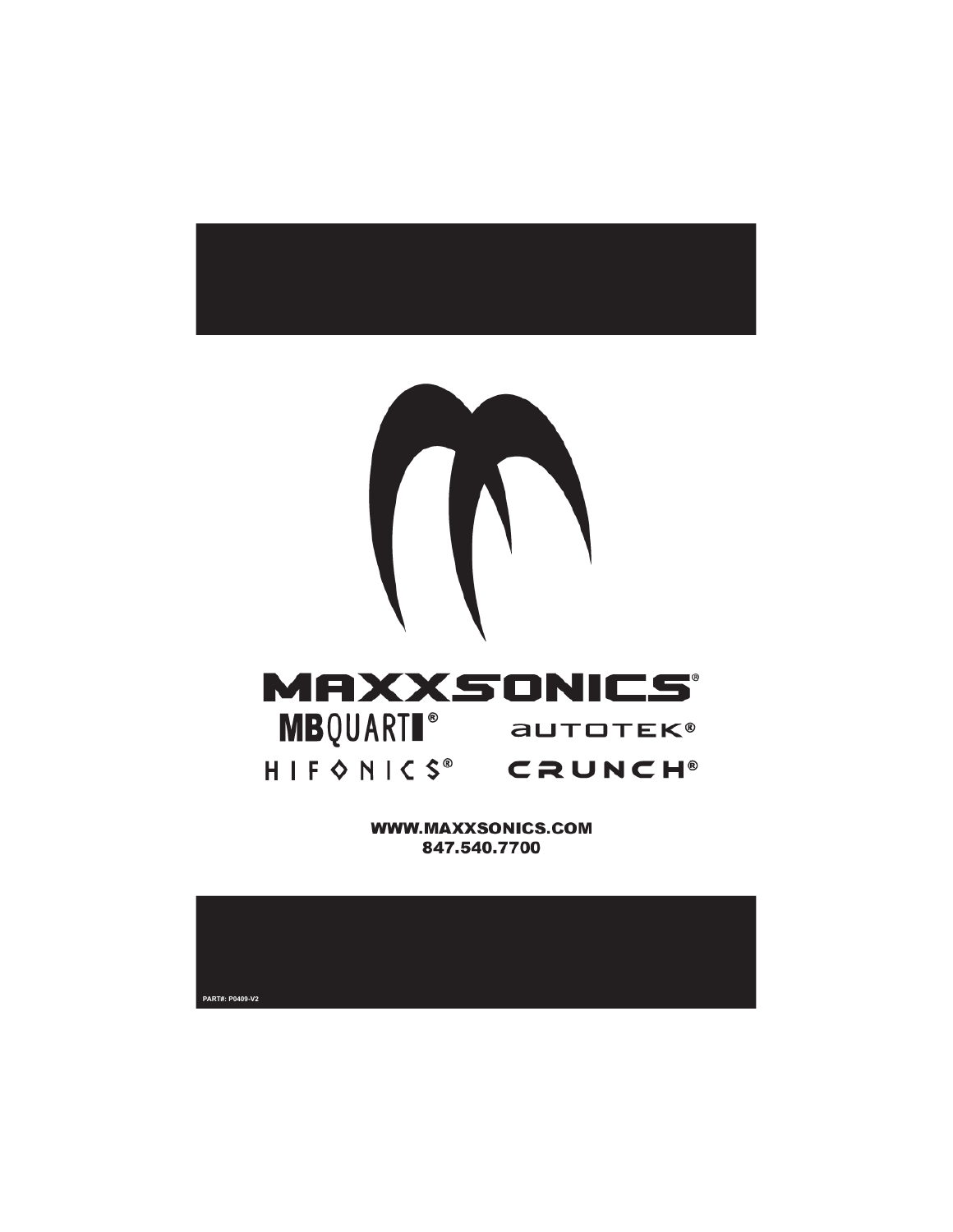MAXXSONICS®

MBQUART®

AUTOTEK®

HIFONICS®

CRUNCH®

WWW.MAXXSONICS.COM

847.540.7700

PART#: P0409-V2